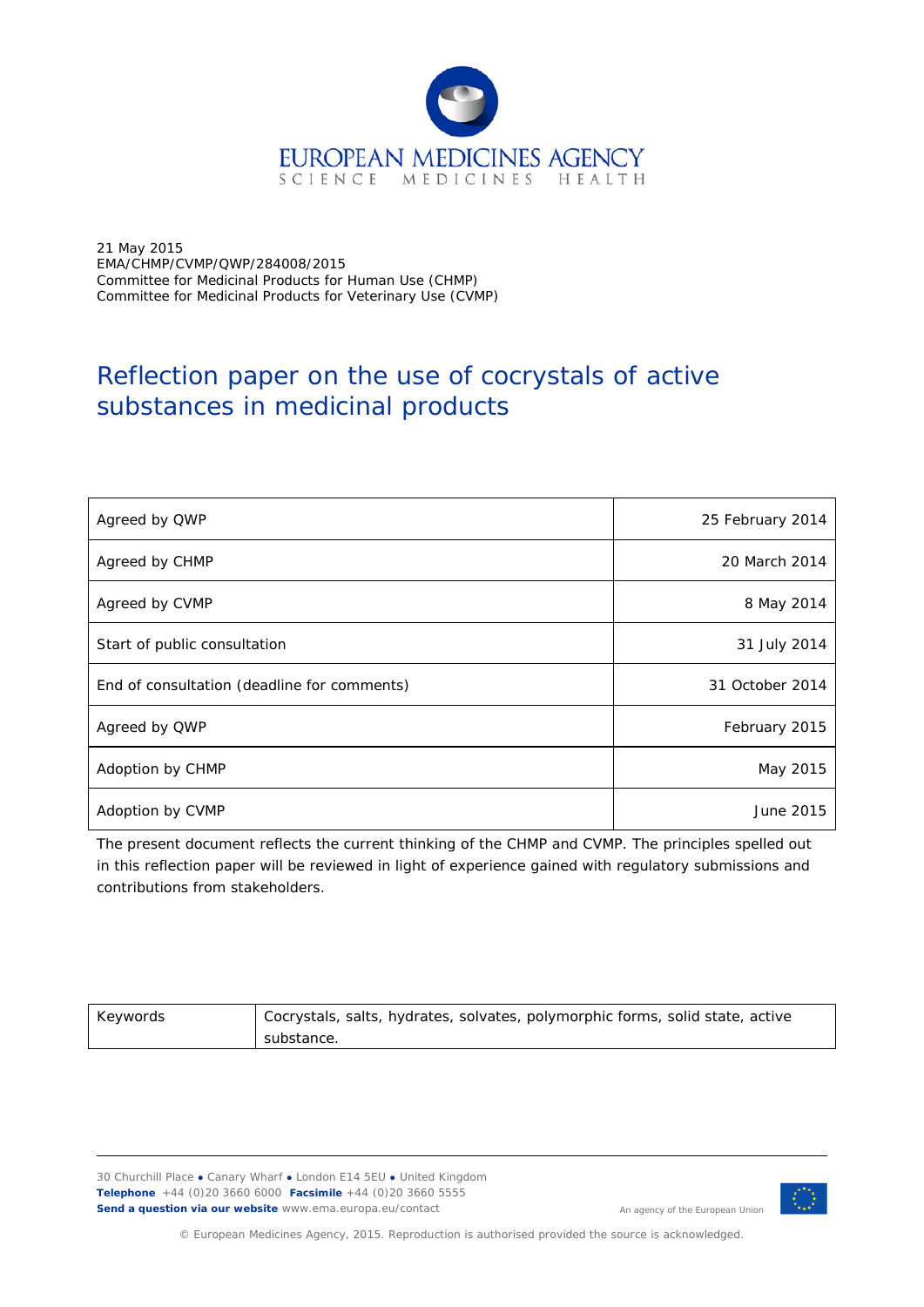EUROPEAN MEDICINES AGENCY
SCIENCE MEDICINES HEALTH

21 May 2015
EMA/CHMP/CVMP/QWP/284008/2015
Committee for Medicinal Products for Human Use (CHMP)
Committee for Medicinal Products for Veterinary Use (CVMP)

# Reflection paper on the use of cocrystals of active substances in medicinal products

| | |
|---|---|
| Agreed by QWP | 25 February 2014 |
| Agreed by CHMP | 20 March 2014 |
| Agreed by CVMP | 8 May 2014 |
| Start of public consultation | 31 July 2014 |
| End of consultation (deadline for comments) | 31 October 2014 |
| Agreed by QWP | February 2015 |
| Adoption by CHMP | May 2015 |
| Adoption by CVMP | June 2015 |

The present document reflects the current thinking of the CHMP and CVMP. The principles spelled out in this reflection paper will be reviewed in light of experience gained with regulatory submissions and contributions from stakeholders.

| | |
|---|---|
| Keywords | Cocrystals, salts, hydrates, solvates, polymorphic forms, solid state, active substance. |

30 Churchill Place ● Canary Wharf ● London E14 5EU ● United Kingdom
**Telephone** +44 (0)20 3660 6000 **Facsimile** +44 (0)20 3660 5555
**Send a question via our website** www.ema.europa.eu/contact

An agency of the European Union

© European Medicines Agency, 2015. Reproduction is authorised provided the source is acknowledged.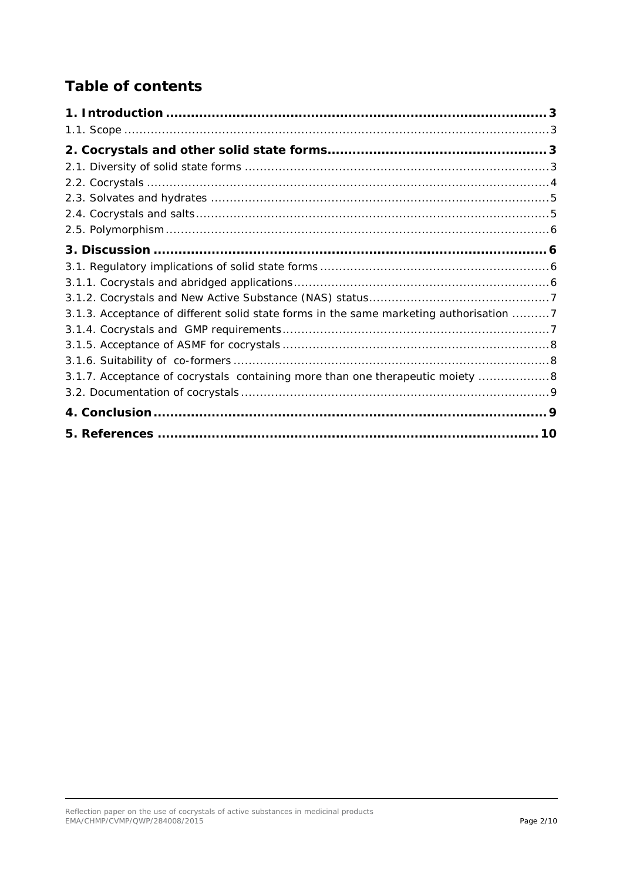# Table of contents

**1. Introduction** .......... **3**

1.1. Scope .......... 3

**2. Cocrystals and other solid state forms** .......... **3**

2.1. Diversity of solid state forms .......... 3

2.2. Cocrystals .......... 4

2.3. Solvates and hydrates .......... 5

2.4. Cocrystals and salts .......... 5

2.5. Polymorphism .......... 6

**3. Discussion** .......... **6**

3.1. Regulatory implications of solid state forms .......... 6

3.1.1. Cocrystals and abridged applications .......... 6

3.1.2. Cocrystals and New Active Substance (NAS) status .......... 7

3.1.3. Acceptance of different solid state forms in the same marketing authorisation .......... 7

3.1.4. Cocrystals and GMP requirements .......... 7

3.1.5. Acceptance of ASMF for cocrystals .......... 8

3.1.6. Suitability of co-formers .......... 8

3.1.7. Acceptance of cocrystals containing more than one therapeutic moiety .......... 8

3.2. Documentation of cocrystals .......... 9

**4. Conclusion** .......... **9**

**5. References** .......... **10**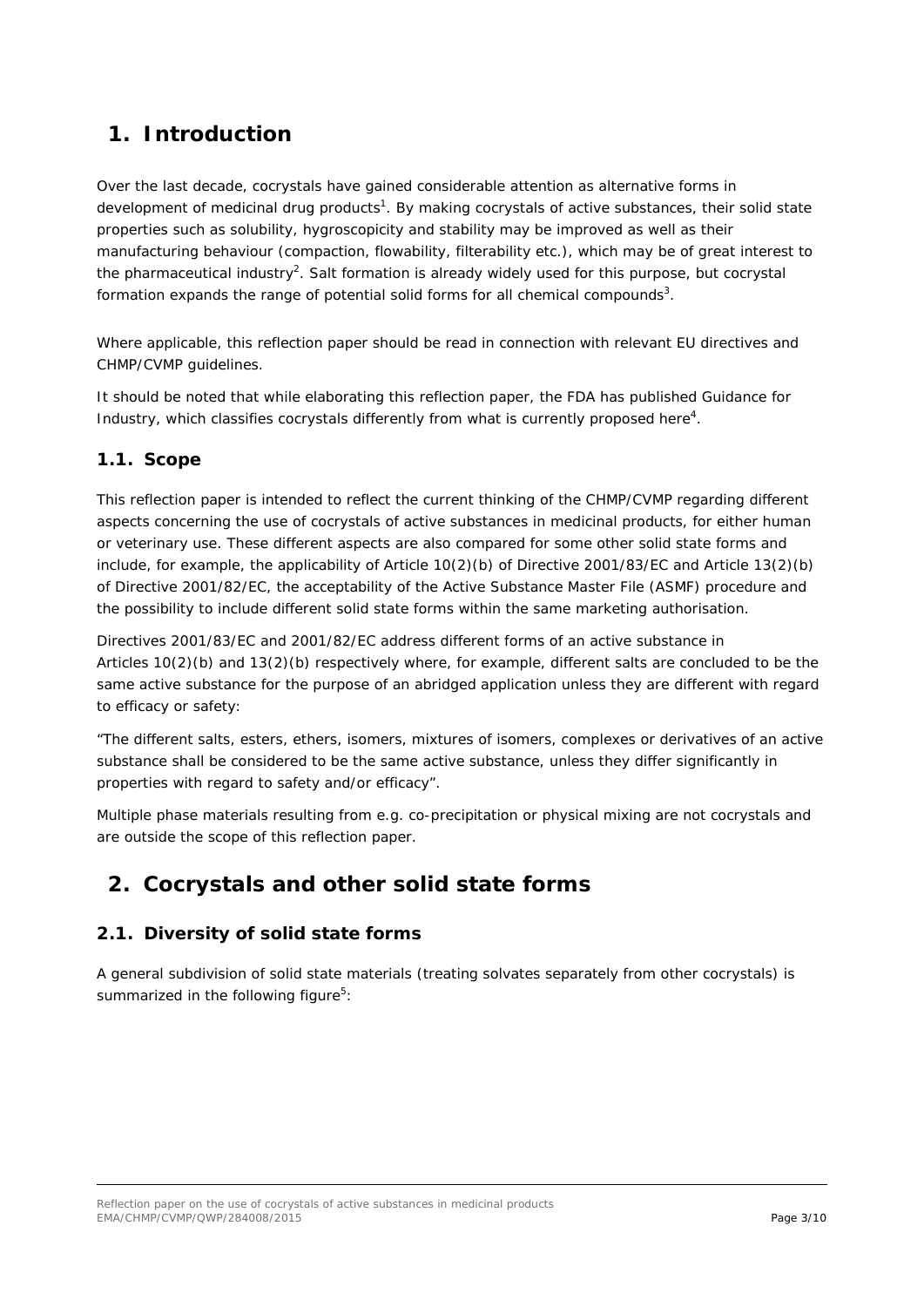# 1. Introduction

Over the last decade, cocrystals have gained considerable attention as alternative forms in development of medicinal drug products[1]. By making cocrystals of active substances, their solid state properties such as solubility, hygroscopicity and stability may be improved as well as their manufacturing behaviour (compaction, flowability, filterability etc.), which may be of great interest to the pharmaceutical industry[2]. Salt formation is already widely used for this purpose, but cocrystal formation expands the range of potential solid forms for all chemical compounds[3].

Where applicable, this reflection paper should be read in connection with relevant EU directives and CHMP/CVMP guidelines.

It should be noted that while elaborating this reflection paper, the FDA has published Guidance for Industry, which classifies cocrystals differently from what is currently proposed here[4].

## 1.1. Scope

This reflection paper is intended to reflect the current thinking of the CHMP/CVMP regarding different aspects concerning the use of cocrystals of active substances in medicinal products, for either human or veterinary use. These different aspects are also compared for some other solid state forms and include, for example, the applicability of Article 10(2)(b) of Directive 2001/83/EC and Article 13(2)(b) of Directive 2001/82/EC, the acceptability of the Active Substance Master File (ASMF) procedure and the possibility to include different solid state forms within the same marketing authorisation.

Directives 2001/83/EC and 2001/82/EC address different forms of an active substance in Articles 10(2)(b) and 13(2)(b) respectively where, for example, different salts are concluded to be the same active substance for the purpose of an abridged application unless they are different with regard to efficacy or safety:

"The different salts, esters, ethers, isomers, mixtures of isomers, complexes or derivatives of an active substance shall be considered to be the same active substance, unless they differ significantly in properties with regard to safety and/or efficacy".

Multiple phase materials resulting from e.g. co-precipitation or physical mixing are not cocrystals and are outside the scope of this reflection paper.

# 2. Cocrystals and other solid state forms

## 2.1. Diversity of solid state forms

A general subdivision of solid state materials (treating solvates separately from other cocrystals) is summarized in the following figure[5]: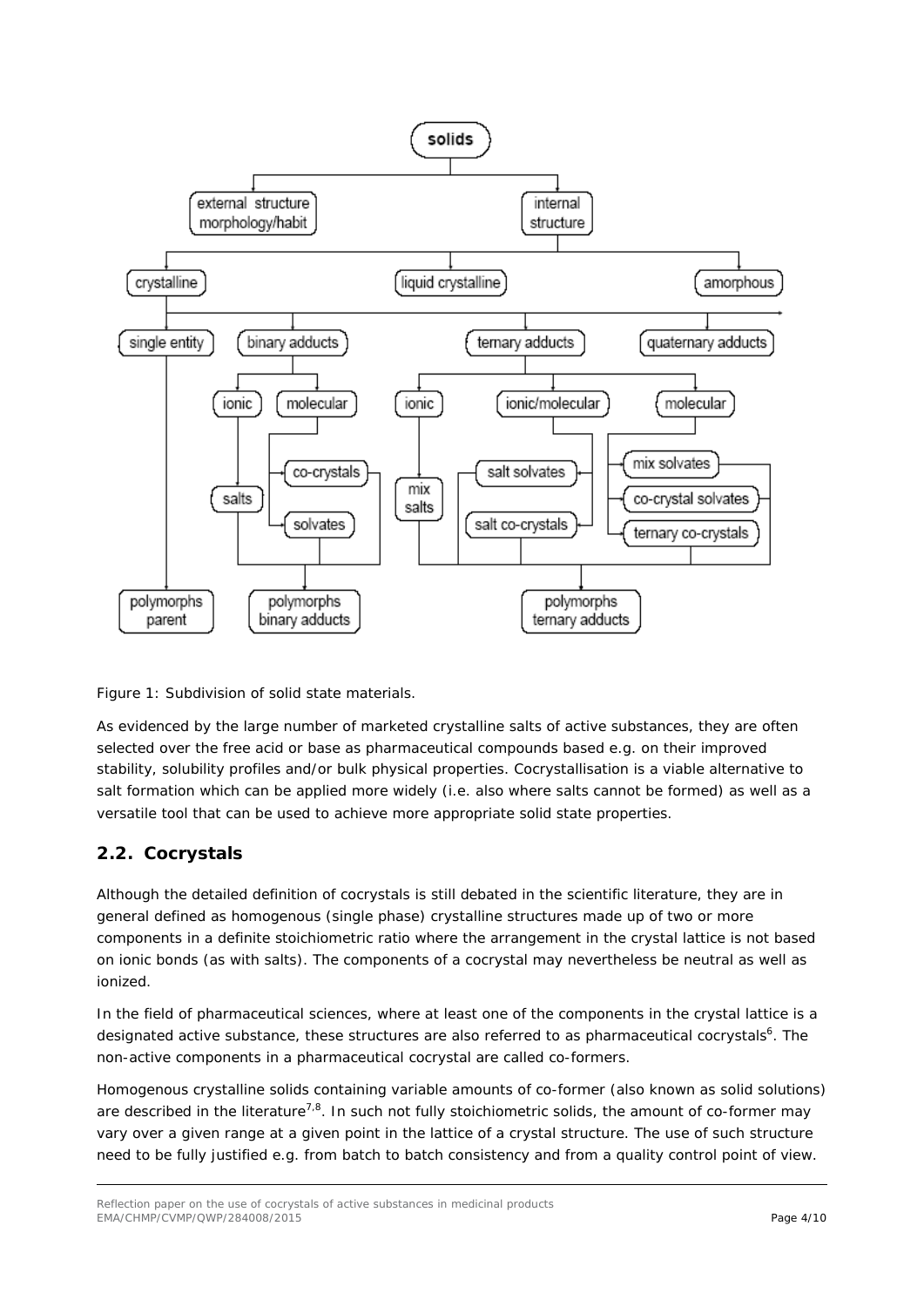Figure 1: Subdivision of solid state materials.

As evidenced by the large number of marketed crystalline salts of active substances, they are often selected over the free acid or base as pharmaceutical compounds based e.g. on their improved stability, solubility profiles and/or bulk physical properties. Cocrystallisation is a viable alternative to salt formation which can be applied more widely (i.e. also where salts cannot be formed) as well as a versatile tool that can be used to achieve more appropriate solid state properties.

## 2.2. Cocrystals

Although the detailed definition of cocrystals is still debated in the scientific literature, they are in general defined as homogenous (single phase) crystalline structures made up of two or more components in a definite stoichiometric ratio where the arrangement in the crystal lattice is not based on ionic bonds (as with salts). The components of a cocrystal may nevertheless be neutral as well as ionized.

In the field of pharmaceutical sciences, where at least one of the components in the crystal lattice is a designated active substance, these structures are also referred to as pharmaceutical cocrystals[6]. The non-active components in a pharmaceutical cocrystal are called co-formers.

Homogenous crystalline solids containing variable amounts of co-former (also known as solid solutions) are described in the literature[7,8]. In such not fully stoichiometric solids, the amount of co-former may vary over a given range at a given point in the lattice of a crystal structure. The use of such structure need to be fully justified e.g. from batch to batch consistency and from a quality control point of view.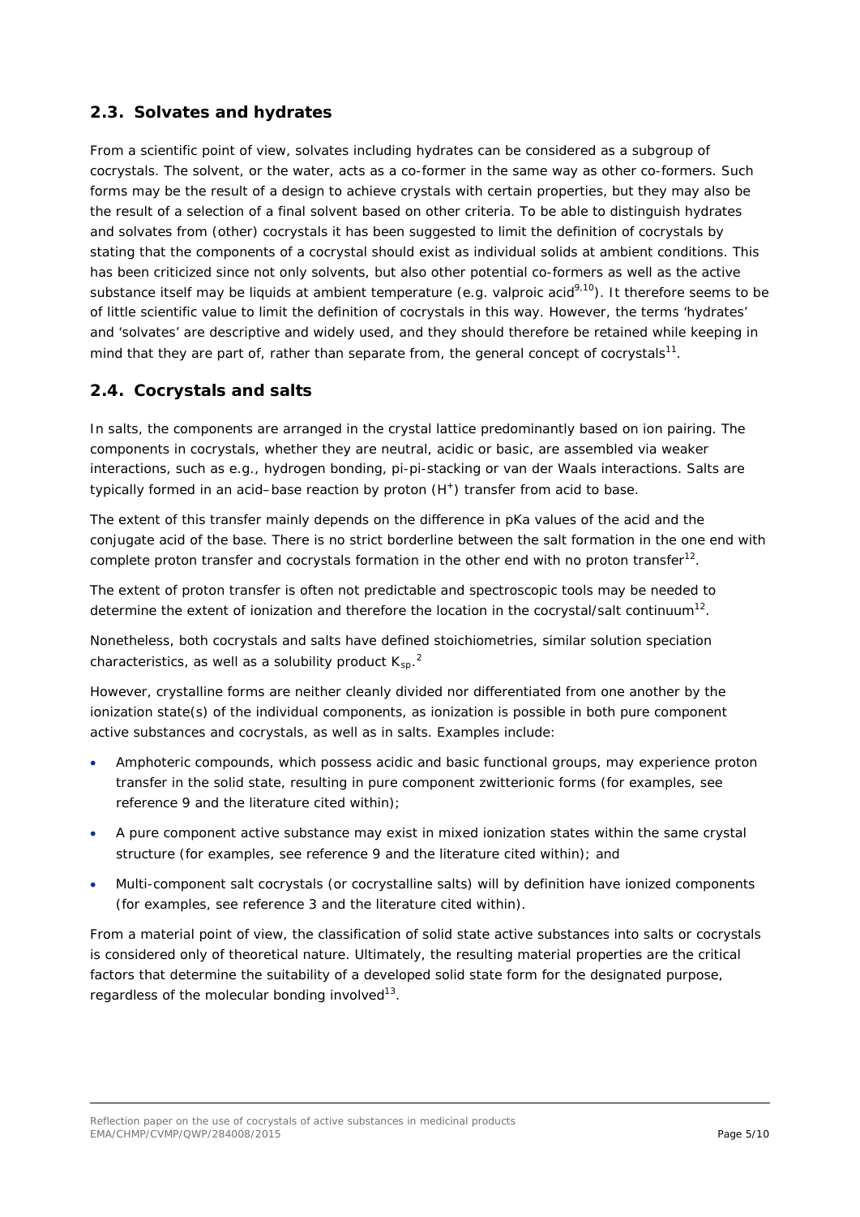## 2.3. Solvates and hydrates

From a scientific point of view, solvates including hydrates can be considered as a subgroup of cocrystals. The solvent, or the water, acts as a co-former in the same way as other co-formers. Such forms may be the result of a design to achieve crystals with certain properties, but they may also be the result of a selection of a final solvent based on other criteria. To be able to distinguish hydrates and solvates from (other) cocrystals it has been suggested to limit the definition of cocrystals by stating that the components of a cocrystal should exist as individual solids at ambient conditions. This has been criticized since not only solvents, but also other potential co-formers as well as the active substance itself may be liquids at ambient temperature (e.g. valproic acid[9,10]). It therefore seems to be of little scientific value to limit the definition of cocrystals in this way. However, the terms 'hydrates' and 'solvates' are descriptive and widely used, and they should therefore be retained while keeping in mind that they are part of, rather than separate from, the general concept of cocrystals[11].

## 2.4. Cocrystals and salts

In salts, the components are arranged in the crystal lattice predominantly based on ion pairing. The components in cocrystals, whether they are neutral, acidic or basic, are assembled via weaker interactions, such as e.g., hydrogen bonding, pi-pi-stacking or van der Waals interactions. Salts are typically formed in an acid–base reaction by proton ($H^+$) transfer from acid to base.

The extent of this transfer mainly depends on the difference in pKa values of the acid and the conjugate acid of the base. There is no strict borderline between the salt formation in the one end with complete proton transfer and cocrystals formation in the other end with no proton transfer[12].

The extent of proton transfer is often not predictable and spectroscopic tools may be needed to determine the extent of ionization and therefore the location in the cocrystal/salt continuum[12].

Nonetheless, both cocrystals and salts have defined stoichiometries, similar solution speciation characteristics, as well as a solubility product $K_{sp}$.[2]

However, crystalline forms are neither cleanly divided nor differentiated from one another by the ionization state(s) of the individual components, as ionization is possible in both pure component active substances and cocrystals, as well as in salts. Examples include:

- Amphoteric compounds, which possess acidic and basic functional groups, may experience proton transfer in the solid state, resulting in pure component zwitterionic forms (for examples, see reference 9 and the literature cited within);
- A pure component active substance may exist in mixed ionization states within the same crystal structure (for examples, see reference 9 and the literature cited within); and
- Multi-component salt cocrystals (or cocrystalline salts) will by definition have ionized components (for examples, see reference 3 and the literature cited within).

From a material point of view, the classification of solid state active substances into salts or cocrystals is considered only of theoretical nature. Ultimately, the resulting material properties are the critical factors that determine the suitability of a developed solid state form for the designated purpose, regardless of the molecular bonding involved[13].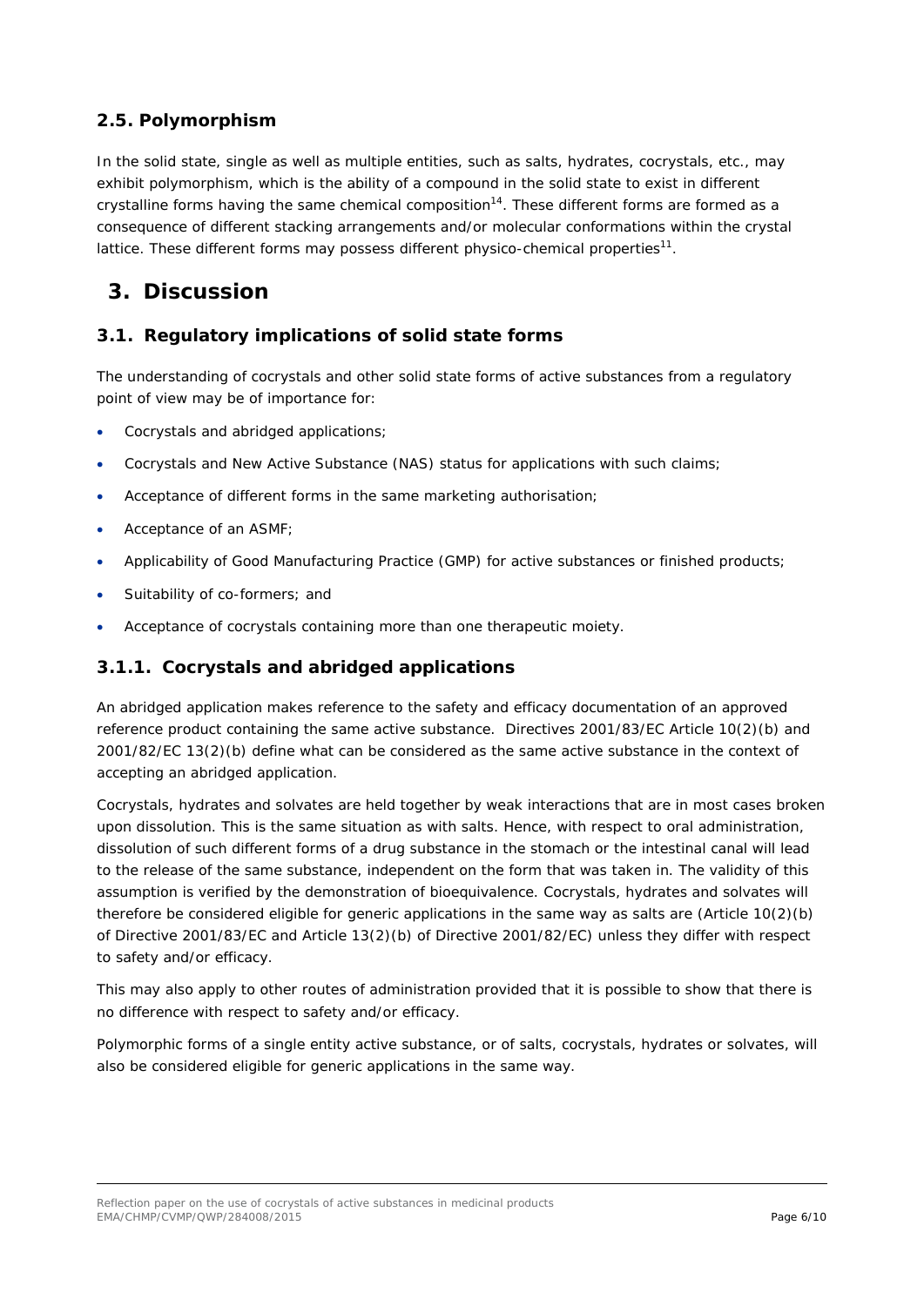### 2.5. Polymorphism

In the solid state, single as well as multiple entities, such as salts, hydrates, cocrystals, etc., may exhibit polymorphism, which is the ability of a compound in the solid state to exist in different crystalline forms having the same chemical composition[14]. These different forms are formed as a consequence of different stacking arrangements and/or molecular conformations within the crystal lattice. These different forms may possess different physico-chemical properties[11].

# 3. Discussion

## 3.1. Regulatory implications of solid state forms

The understanding of cocrystals and other solid state forms of active substances from a regulatory point of view may be of importance for:

- Cocrystals and abridged applications;
- Cocrystals and New Active Substance (NAS) status for applications with such claims;
- Acceptance of different forms in the same marketing authorisation;
- Acceptance of an ASMF;
- Applicability of Good Manufacturing Practice (GMP) for active substances or finished products;
- Suitability of co-formers; and
- Acceptance of cocrystals containing more than one therapeutic moiety.

### 3.1.1. Cocrystals and abridged applications

An abridged application makes reference to the safety and efficacy documentation of an approved reference product containing the same active substance. Directives 2001/83/EC Article 10(2)(b) and 2001/82/EC 13(2)(b) define what can be considered as the same active substance in the context of accepting an abridged application.

Cocrystals, hydrates and solvates are held together by weak interactions that are in most cases broken upon dissolution. This is the same situation as with salts. Hence, with respect to oral administration, dissolution of such different forms of a drug substance in the stomach or the intestinal canal will lead to the release of the same substance, independent on the form that was taken in. The validity of this assumption is verified by the demonstration of bioequivalence. Cocrystals, hydrates and solvates will therefore be considered eligible for generic applications in the same way as salts are (Article 10(2)(b) of Directive 2001/83/EC and Article 13(2)(b) of Directive 2001/82/EC) unless they differ with respect to safety and/or efficacy.

This may also apply to other routes of administration provided that it is possible to show that there is no difference with respect to safety and/or efficacy.

Polymorphic forms of a single entity active substance, or of salts, cocrystals, hydrates or solvates, will also be considered eligible for generic applications in the same way.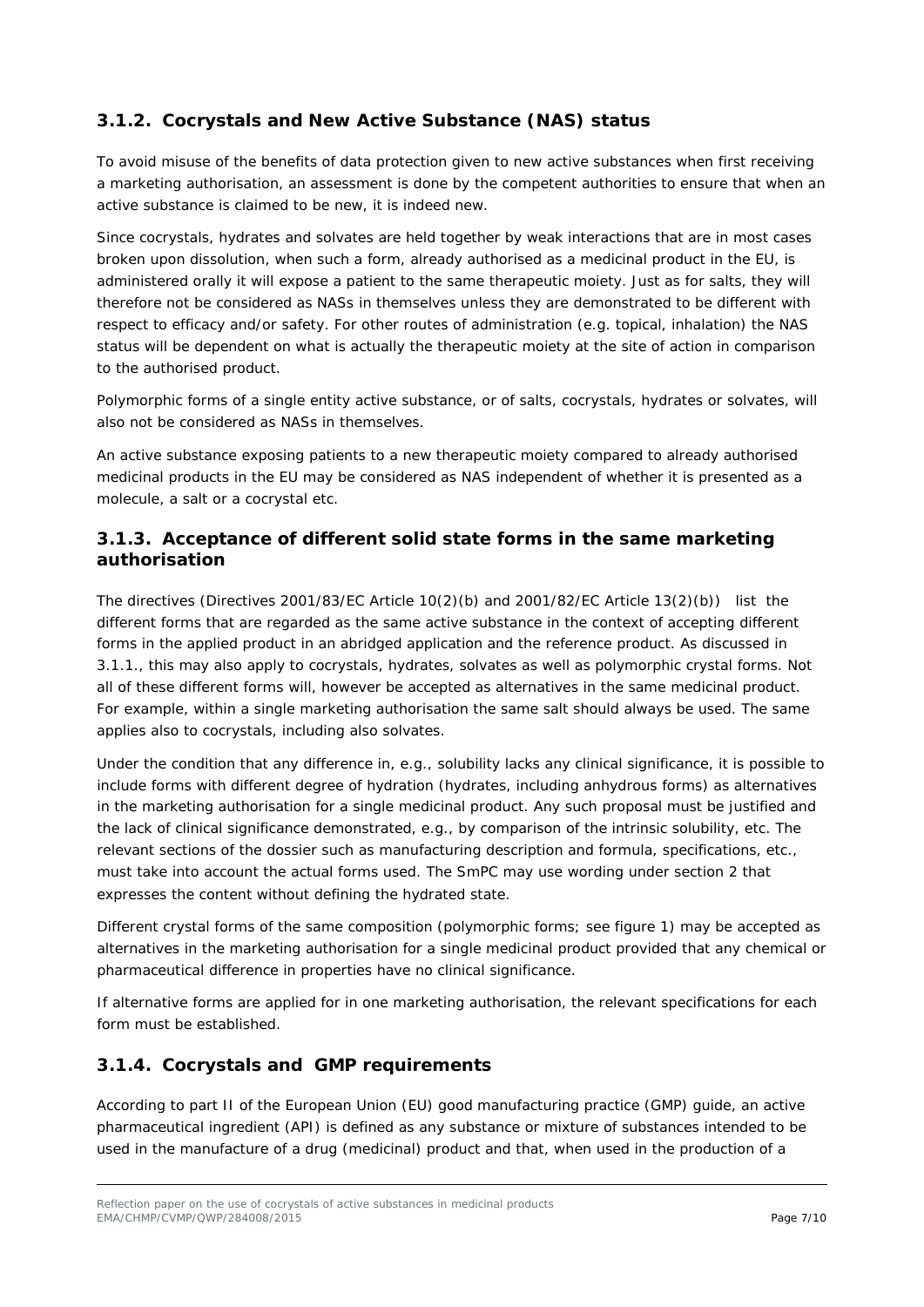### 3.1.2. Cocrystals and New Active Substance (NAS) status

To avoid misuse of the benefits of data protection given to new active substances when first receiving a marketing authorisation, an assessment is done by the competent authorities to ensure that when an active substance is claimed to be new, it is indeed new.

Since cocrystals, hydrates and solvates are held together by weak interactions that are in most cases broken upon dissolution, when such a form, already authorised as a medicinal product in the EU, is administered orally it will expose a patient to the same therapeutic moiety. Just as for salts, they will therefore not be considered as NASs in themselves unless they are demonstrated to be different with respect to efficacy and/or safety. For other routes of administration (e.g. topical, inhalation) the NAS status will be dependent on what is actually the therapeutic moiety at the site of action in comparison to the authorised product.

Polymorphic forms of a single entity active substance, or of salts, cocrystals, hydrates or solvates, will also not be considered as NASs in themselves.

An active substance exposing patients to a new therapeutic moiety compared to already authorised medicinal products in the EU may be considered as NAS independent of whether it is presented as a molecule, a salt or a cocrystal etc.

### 3.1.3. Acceptance of different solid state forms in the same marketing authorisation

The directives (Directives 2001/83/EC Article 10(2)(b) and 2001/82/EC Article 13(2)(b)) list the different forms that are regarded as the same active substance in the context of accepting different forms in the applied product in an abridged application and the reference product. As discussed in 3.1.1., this may also apply to cocrystals, hydrates, solvates as well as polymorphic crystal forms. Not all of these different forms will, however be accepted as alternatives in the same medicinal product. For example, within a single marketing authorisation the same salt should always be used. The same applies also to cocrystals, including also solvates.

Under the condition that any difference in, e.g., solubility lacks any clinical significance, it is possible to include forms with different degree of hydration (hydrates, including anhydrous forms) as alternatives in the marketing authorisation for a single medicinal product. Any such proposal must be justified and the lack of clinical significance demonstrated, e.g., by comparison of the intrinsic solubility, etc. The relevant sections of the dossier such as manufacturing description and formula, specifications, etc., must take into account the actual forms used. The SmPC may use wording under section 2 that expresses the content without defining the hydrated state.

Different crystal forms of the same composition (polymorphic forms; see figure 1) may be accepted as alternatives in the marketing authorisation for a single medicinal product provided that any chemical or pharmaceutical difference in properties have no clinical significance.

If alternative forms are applied for in one marketing authorisation, the relevant specifications for each form must be established.

### 3.1.4. Cocrystals and GMP requirements

According to part II of the European Union (EU) good manufacturing practice (GMP) guide, an active pharmaceutical ingredient (API) is defined as any substance or mixture of substances intended to be used in the manufacture of a drug (medicinal) product and that, when used in the production of a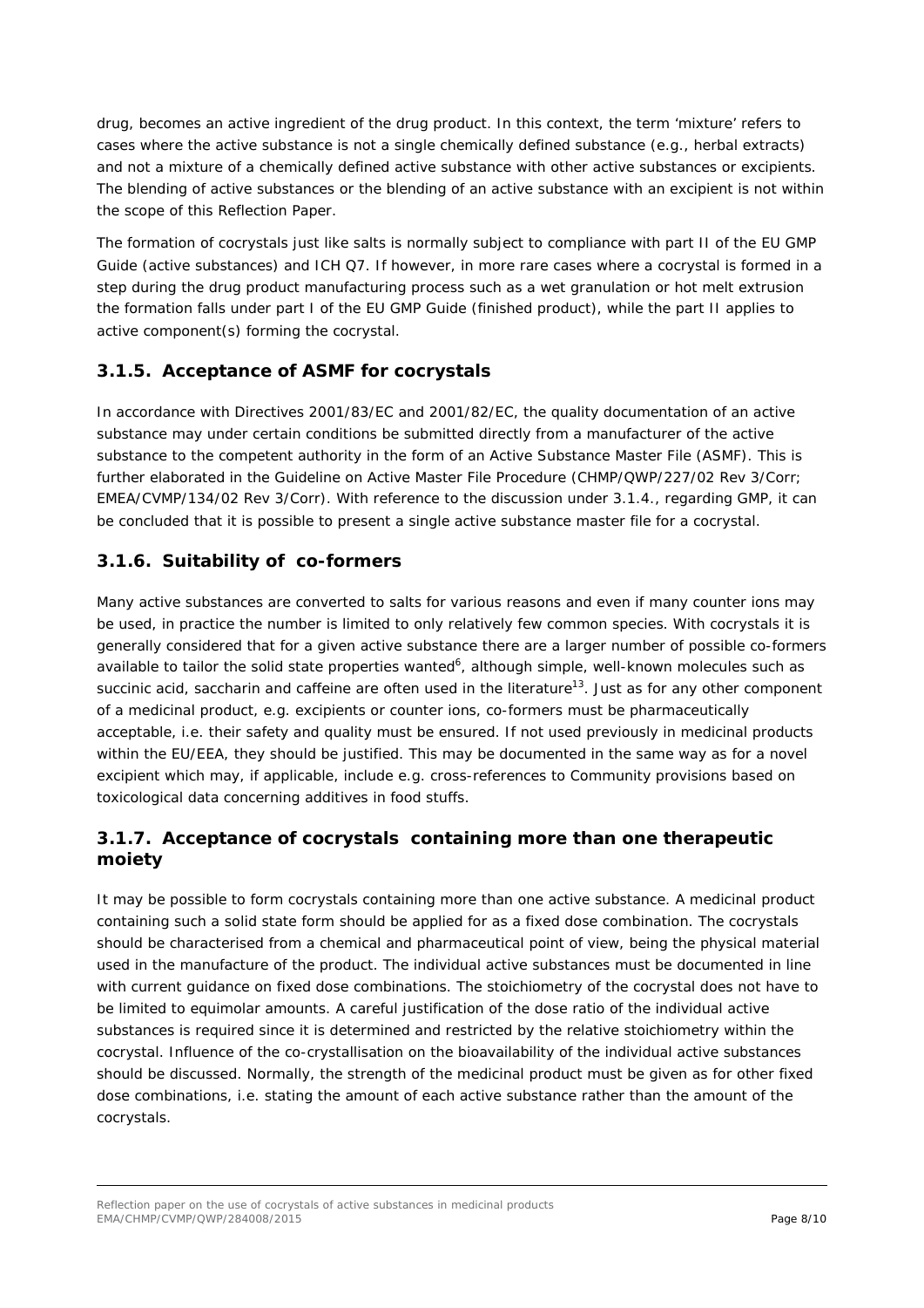drug, becomes an active ingredient of the drug product. In this context, the term 'mixture' refers to cases where the active substance is not a single chemically defined substance (e.g., herbal extracts) and not a mixture of a chemically defined active substance with other active substances or excipients. The blending of active substances or the blending of an active substance with an excipient is not within the scope of this Reflection Paper.

The formation of cocrystals just like salts is normally subject to compliance with part II of the EU GMP Guide (active substances) and ICH Q7. If however, in more rare cases where a cocrystal is formed in a step during the drug product manufacturing process such as a wet granulation or hot melt extrusion the formation falls under part I of the EU GMP Guide (finished product), while the part II applies to active component(s) forming the cocrystal.

### 3.1.5. Acceptance of ASMF for cocrystals

In accordance with Directives 2001/83/EC and 2001/82/EC, the quality documentation of an active substance may under certain conditions be submitted directly from a manufacturer of the active substance to the competent authority in the form of an Active Substance Master File (ASMF). This is further elaborated in the Guideline on Active Master File Procedure (CHMP/QWP/227/02 Rev 3/Corr; EMEA/CVMP/134/02 Rev 3/Corr). With reference to the discussion under 3.1.4., regarding GMP, it can be concluded that it is possible to present a single active substance master file for a cocrystal.

### 3.1.6. Suitability of co-formers

Many active substances are converted to salts for various reasons and even if many counter ions may be used, in practice the number is limited to only relatively few common species. With cocrystals it is generally considered that for a given active substance there are a larger number of possible co-formers available to tailor the solid state properties wanted[6], although simple, well-known molecules such as succinic acid, saccharin and caffeine are often used in the literature[13]. Just as for any other component of a medicinal product, e.g. excipients or counter ions, co-formers must be pharmaceutically acceptable, i.e. their safety and quality must be ensured. If not used previously in medicinal products within the EU/EEA, they should be justified. This may be documented in the same way as for a novel excipient which may, if applicable, include e.g. cross-references to Community provisions based on toxicological data concerning additives in food stuffs.

### 3.1.7. Acceptance of cocrystals containing more than one therapeutic moiety

It may be possible to form cocrystals containing more than one active substance. A medicinal product containing such a solid state form should be applied for as a fixed dose combination. The cocrystals should be characterised from a chemical and pharmaceutical point of view, being the physical material used in the manufacture of the product. The individual active substances must be documented in line with current guidance on fixed dose combinations. The stoichiometry of the cocrystal does not have to be limited to equimolar amounts. A careful justification of the dose ratio of the individual active substances is required since it is determined and restricted by the relative stoichiometry within the cocrystal. Influence of the co-crystallisation on the bioavailability of the individual active substances should be discussed. Normally, the strength of the medicinal product must be given as for other fixed dose combinations, i.e. stating the amount of each active substance rather than the amount of the cocrystals.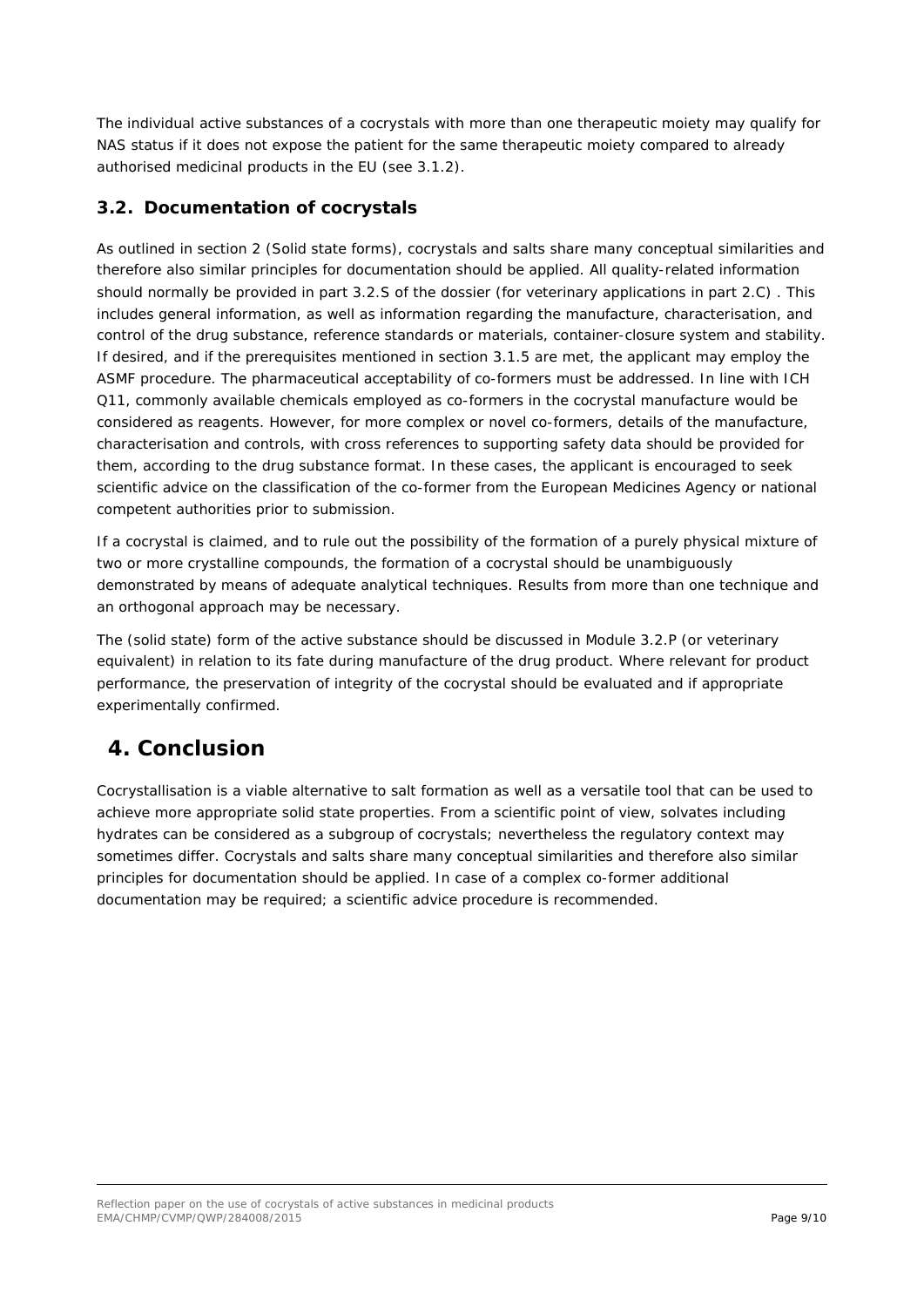The individual active substances of a cocrystals with more than one therapeutic moiety may qualify for NAS status if it does not expose the patient for the same therapeutic moiety compared to already authorised medicinal products in the EU (see 3.1.2).

### 3.2. Documentation of cocrystals

As outlined in section 2 (Solid state forms), cocrystals and salts share many conceptual similarities and therefore also similar principles for documentation should be applied. All quality-related information should normally be provided in part 3.2.S of the dossier (for veterinary applications in part 2.C) . This includes general information, as well as information regarding the manufacture, characterisation, and control of the drug substance, reference standards or materials, container-closure system and stability. If desired, and if the prerequisites mentioned in section 3.1.5 are met, the applicant may employ the ASMF procedure. The pharmaceutical acceptability of co-formers must be addressed. In line with ICH Q11, commonly available chemicals employed as co-formers in the cocrystal manufacture would be considered as reagents. However, for more complex or novel co-formers, details of the manufacture, characterisation and controls, with cross references to supporting safety data should be provided for them, according to the drug substance format. In these cases, the applicant is encouraged to seek scientific advice on the classification of the co-former from the European Medicines Agency or national competent authorities prior to submission.

If a cocrystal is claimed, and to rule out the possibility of the formation of a purely physical mixture of two or more crystalline compounds, the formation of a cocrystal should be unambiguously demonstrated by means of adequate analytical techniques. Results from more than one technique and an orthogonal approach may be necessary.

The (solid state) form of the active substance should be discussed in Module 3.2.P (or veterinary equivalent) in relation to its fate during manufacture of the drug product. Where relevant for product performance, the preservation of integrity of the cocrystal should be evaluated and if appropriate experimentally confirmed.

## 4. Conclusion

Cocrystallisation is a viable alternative to salt formation as well as a versatile tool that can be used to achieve more appropriate solid state properties. From a scientific point of view, solvates including hydrates can be considered as a subgroup of cocrystals; nevertheless the regulatory context may sometimes differ. Cocrystals and salts share many conceptual similarities and therefore also similar principles for documentation should be applied. In case of a complex co-former additional documentation may be required; a scientific advice procedure is recommended.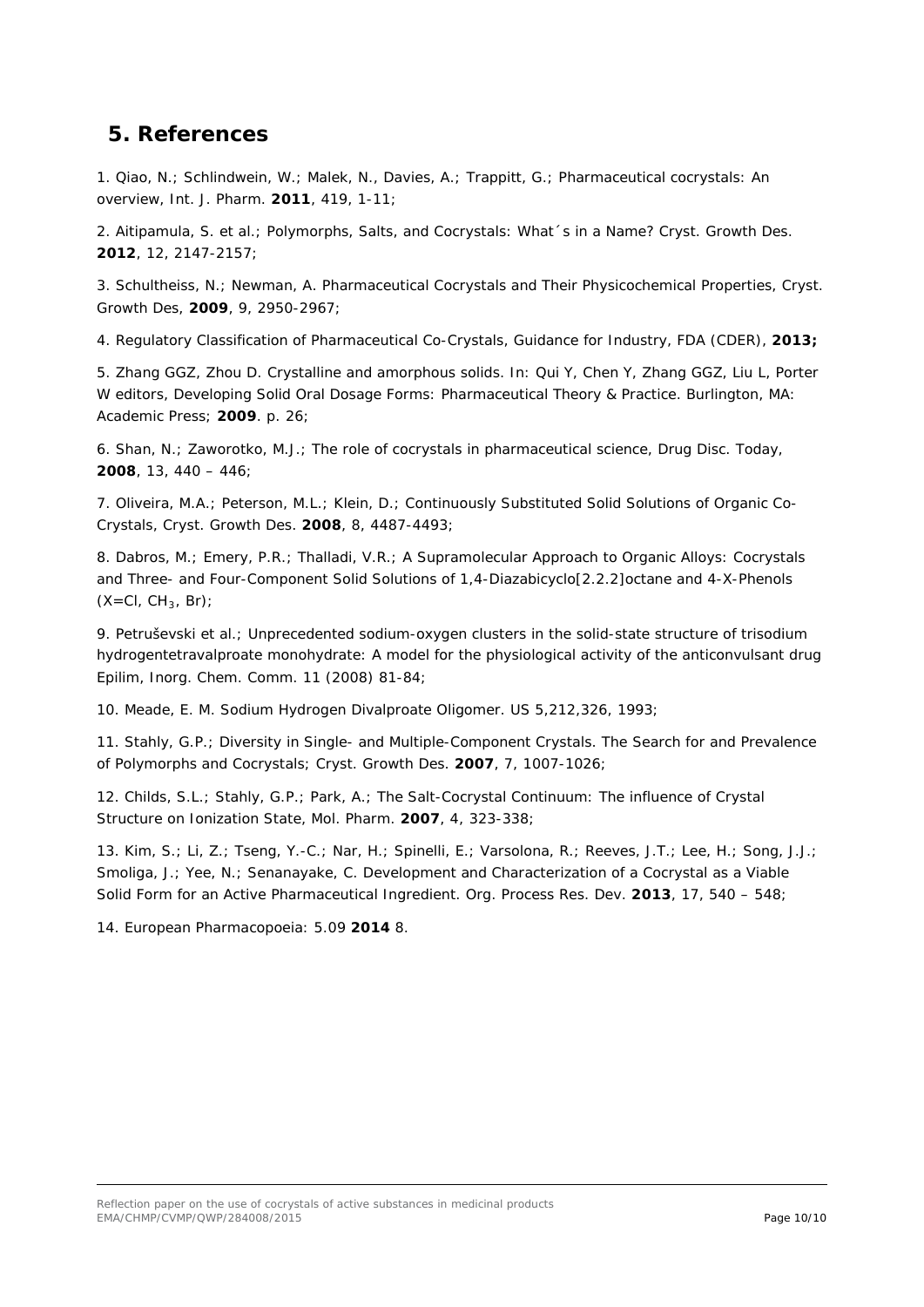## 5. References

1. Qiao, N.; Schlindwein, W.; Malek, N., Davies, A.; Trappitt, G.; Pharmaceutical cocrystals: An overview, Int. J. Pharm. **2011**, 419, 1-11;

2. Aitipamula, S. et al.; Polymorphs, Salts, and Cocrystals: What´s in a Name? Cryst. Growth Des. **2012**, 12, 2147-2157;

3. Schultheiss, N.; Newman, A. Pharmaceutical Cocrystals and Their Physicochemical Properties, Cryst. Growth Des, **2009**, 9, 2950-2967;

4. Regulatory Classification of Pharmaceutical Co-Crystals, Guidance for Industry, FDA (CDER), **2013;**

5. Zhang GGZ, Zhou D. Crystalline and amorphous solids. In: Qui Y, Chen Y, Zhang GGZ, Liu L, Porter W editors, Developing Solid Oral Dosage Forms: Pharmaceutical Theory & Practice. Burlington, MA: Academic Press; **2009**. p. 26;

6. Shan, N.; Zaworotko, M.J.; The role of cocrystals in pharmaceutical science, Drug Disc. Today, **2008**, 13, 440 – 446;

7. Oliveira, M.A.; Peterson, M.L.; Klein, D.; Continuously Substituted Solid Solutions of Organic Co-Crystals, Cryst. Growth Des. **2008**, 8, 4487-4493;

8. Dabros, M.; Emery, P.R.; Thalladi, V.R.; A Supramolecular Approach to Organic Alloys: Cocrystals and Three- and Four-Component Solid Solutions of 1,4-Diazabicyclo[2.2.2]octane and 4-X-Phenols (X=Cl, $CH_3$, Br);

9. Petruševski et al.; Unprecedented sodium-oxygen clusters in the solid-state structure of trisodium hydrogentetravalproate monohydrate: A model for the physiological activity of the anticonvulsant drug Epilim, Inorg. Chem. Comm. 11 (2008) 81-84;

10. Meade, E. M. Sodium Hydrogen Divalproate Oligomer. US 5,212,326, 1993;

11. Stahly, G.P.; Diversity in Single- and Multiple-Component Crystals. The Search for and Prevalence of Polymorphs and Cocrystals; Cryst. Growth Des. **2007**, 7, 1007-1026;

12. Childs, S.L.; Stahly, G.P.; Park, A.; The Salt-Cocrystal Continuum: The influence of Crystal Structure on Ionization State, Mol. Pharm. **2007**, 4, 323-338;

13. Kim, S.; Li, Z.; Tseng, Y.-C.; Nar, H.; Spinelli, E.; Varsolona, R.; Reeves, J.T.; Lee, H.; Song, J.J.; Smoliga, J.; Yee, N.; Senanayake, C. Development and Characterization of a Cocrystal as a Viable Solid Form for an Active Pharmaceutical Ingredient. Org. Process Res. Dev. **2013**, 17, 540 – 548;

14. European Pharmacopoeia: 5.09 **2014** 8.